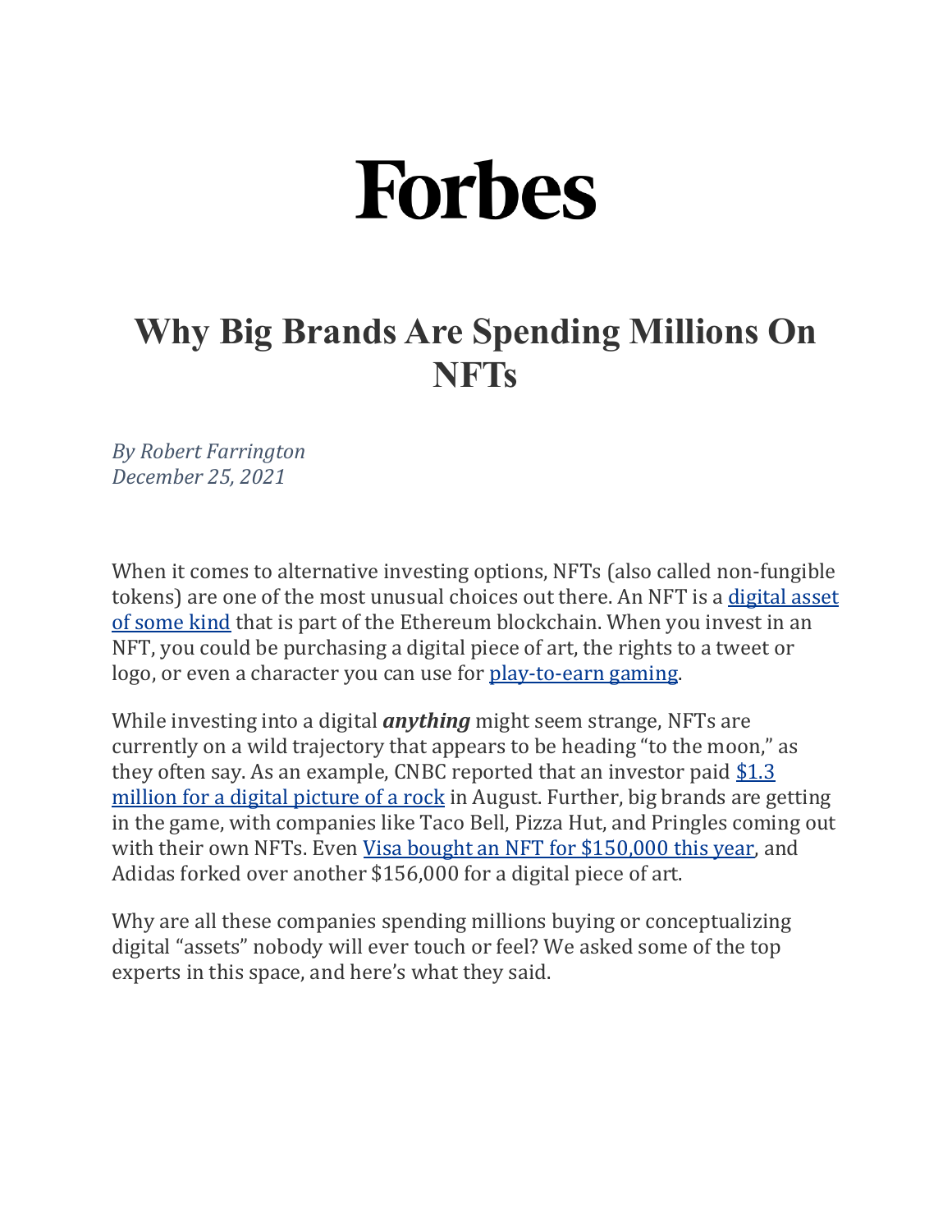# Forbes

## Why Big Brands Are Spending Millions On NFTs

*By Robert Farrington*
*December 25, 2021*

When it comes to alternative investing options, NFTs (also called non-fungible tokens) are one of the most unusual choices out there. An NFT is a digital asset of some kind that is part of the Ethereum blockchain. When you invest in an NFT, you could be purchasing a digital piece of art, the rights to a tweet or logo, or even a character you can use for play-to-earn gaming.

While investing into a digital ***anything*** might seem strange, NFTs are currently on a wild trajectory that appears to be heading "to the moon," as they often say. As an example, CNBC reported that an investor paid $1.3 million for a digital picture of a rock in August. Further, big brands are getting in the game, with companies like Taco Bell, Pizza Hut, and Pringles coming out with their own NFTs. Even Visa bought an NFT for $150,000 this year, and Adidas forked over another $156,000 for a digital piece of art.

Why are all these companies spending millions buying or conceptualizing digital "assets" nobody will ever touch or feel? We asked some of the top experts in this space, and here's what they said.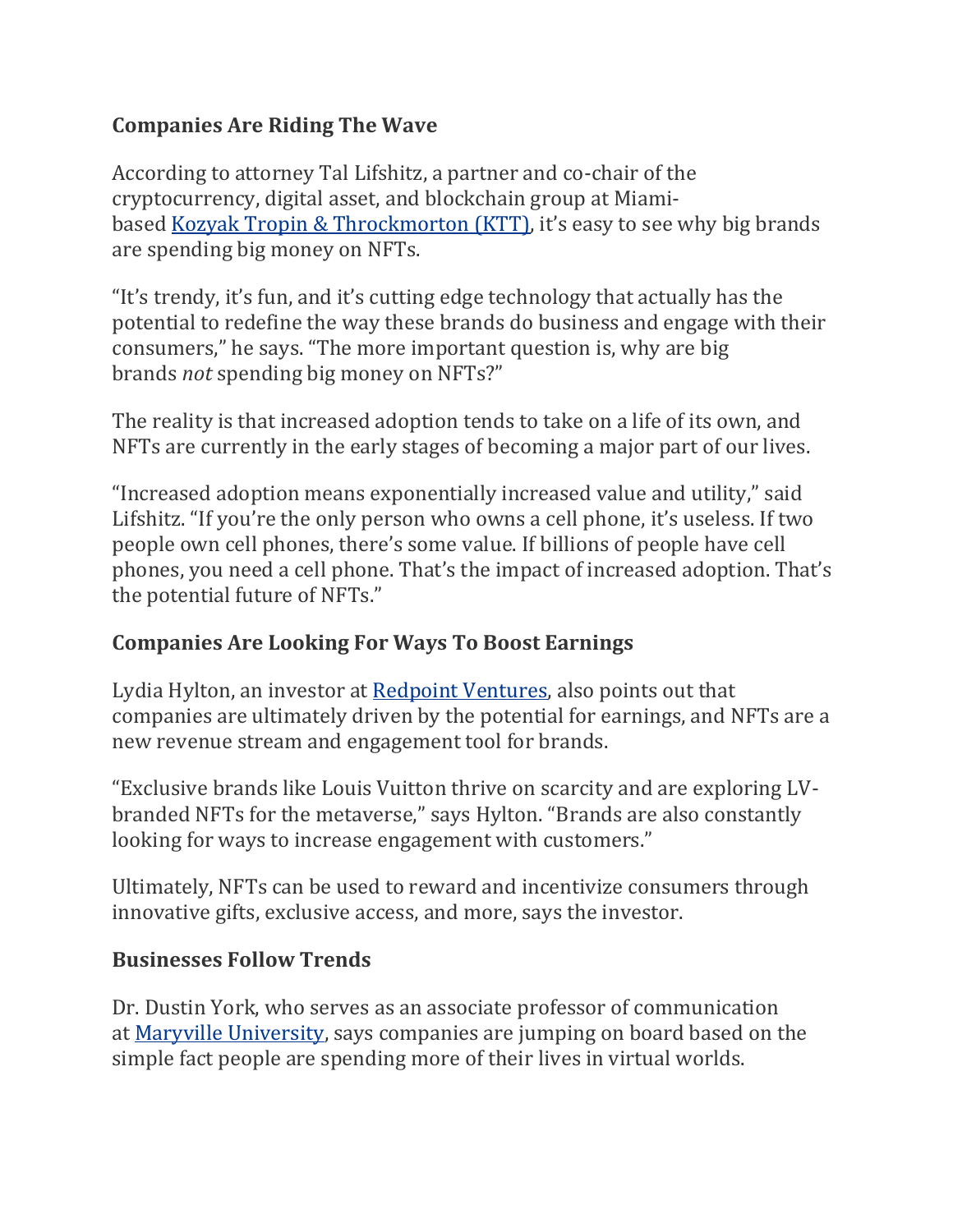## Companies Are Riding The Wave

According to attorney Tal Lifshitz, a partner and co-chair of the cryptocurrency, digital asset, and blockchain group at Miami-based [Kozyak Tropin & Throckmorton (KTT)](), it's easy to see why big brands are spending big money on NFTs.

"It's trendy, it's fun, and it's cutting edge technology that actually has the potential to redefine the way these brands do business and engage with their consumers," he says. "The more important question is, why are big brands *not* spending big money on NFTs?"

The reality is that increased adoption tends to take on a life of its own, and NFTs are currently in the early stages of becoming a major part of our lives.

"Increased adoption means exponentially increased value and utility," said Lifshitz. "If you're the only person who owns a cell phone, it's useless. If two people own cell phones, there's some value. If billions of people have cell phones, you need a cell phone. That's the impact of increased adoption. That's the potential future of NFTs."

## Companies Are Looking For Ways To Boost Earnings

Lydia Hylton, an investor at [Redpoint Ventures](), also points out that companies are ultimately driven by the potential for earnings, and NFTs are a new revenue stream and engagement tool for brands.

"Exclusive brands like Louis Vuitton thrive on scarcity and are exploring LV-branded NFTs for the metaverse," says Hylton. "Brands are also constantly looking for ways to increase engagement with customers."

Ultimately, NFTs can be used to reward and incentivize consumers through innovative gifts, exclusive access, and more, says the investor.

## Businesses Follow Trends

Dr. Dustin York, who serves as an associate professor of communication at [Maryville University](), says companies are jumping on board based on the simple fact people are spending more of their lives in virtual worlds.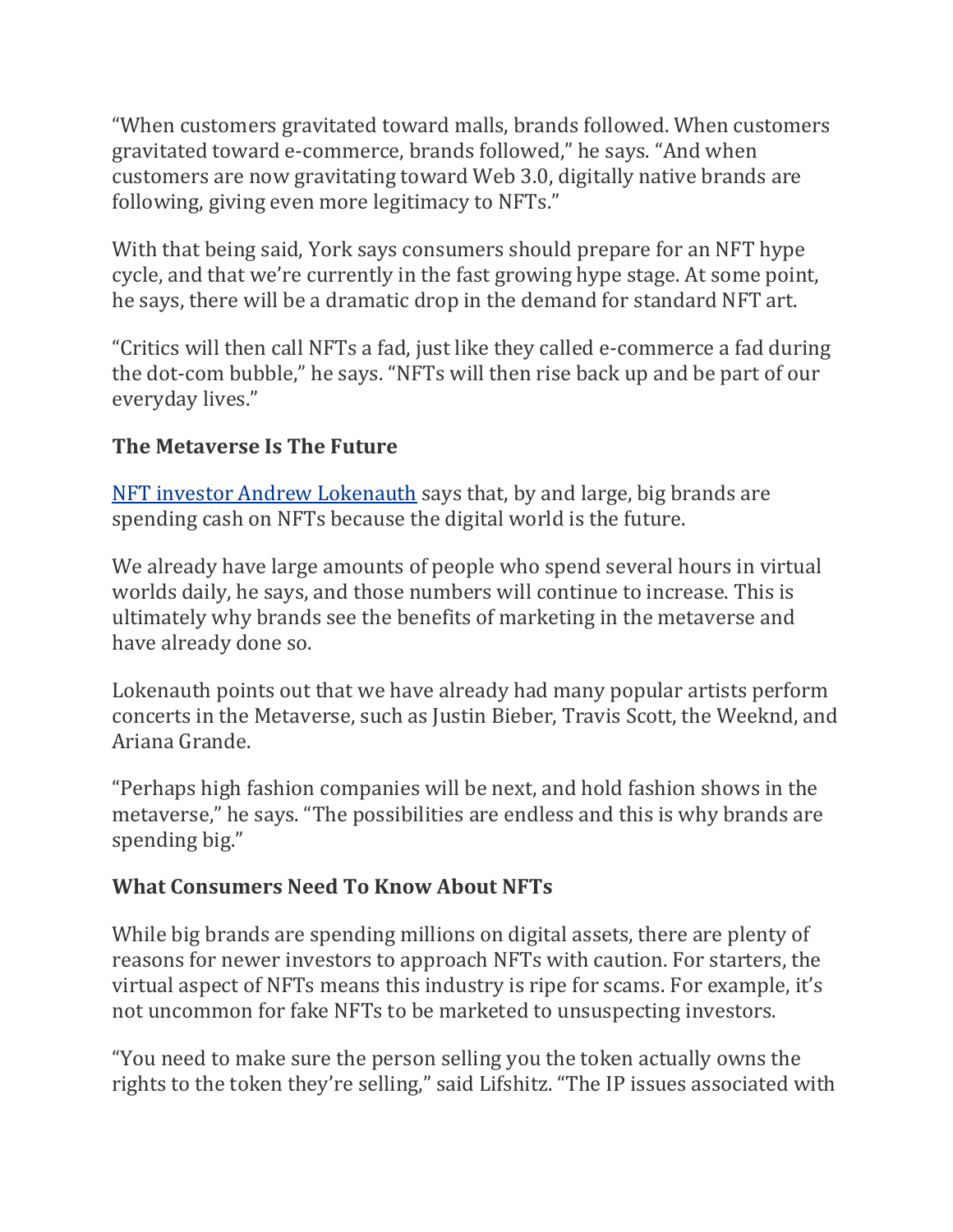"When customers gravitated toward malls, brands followed. When customers gravitated toward e-commerce, brands followed," he says. "And when customers are now gravitating toward Web 3.0, digitally native brands are following, giving even more legitimacy to NFTs."

With that being said, York says consumers should prepare for an NFT hype cycle, and that we're currently in the fast growing hype stage. At some point, he says, there will be a dramatic drop in the demand for standard NFT art.

"Critics will then call NFTs a fad, just like they called e-commerce a fad during the dot-com bubble," he says. "NFTs will then rise back up and be part of our everyday lives."

**The Metaverse Is The Future**

NFT investor Andrew Lokenauth says that, by and large, big brands are spending cash on NFTs because the digital world is the future.

We already have large amounts of people who spend several hours in virtual worlds daily, he says, and those numbers will continue to increase. This is ultimately why brands see the benefits of marketing in the metaverse and have already done so.

Lokenauth points out that we have already had many popular artists perform concerts in the Metaverse, such as Justin Bieber, Travis Scott, the Weeknd, and Ariana Grande.

"Perhaps high fashion companies will be next, and hold fashion shows in the metaverse," he says. "The possibilities are endless and this is why brands are spending big."

**What Consumers Need To Know About NFTs**

While big brands are spending millions on digital assets, there are plenty of reasons for newer investors to approach NFTs with caution. For starters, the virtual aspect of NFTs means this industry is ripe for scams. For example, it's not uncommon for fake NFTs to be marketed to unsuspecting investors.

"You need to make sure the person selling you the token actually owns the rights to the token they're selling," said Lifshitz. "The IP issues associated with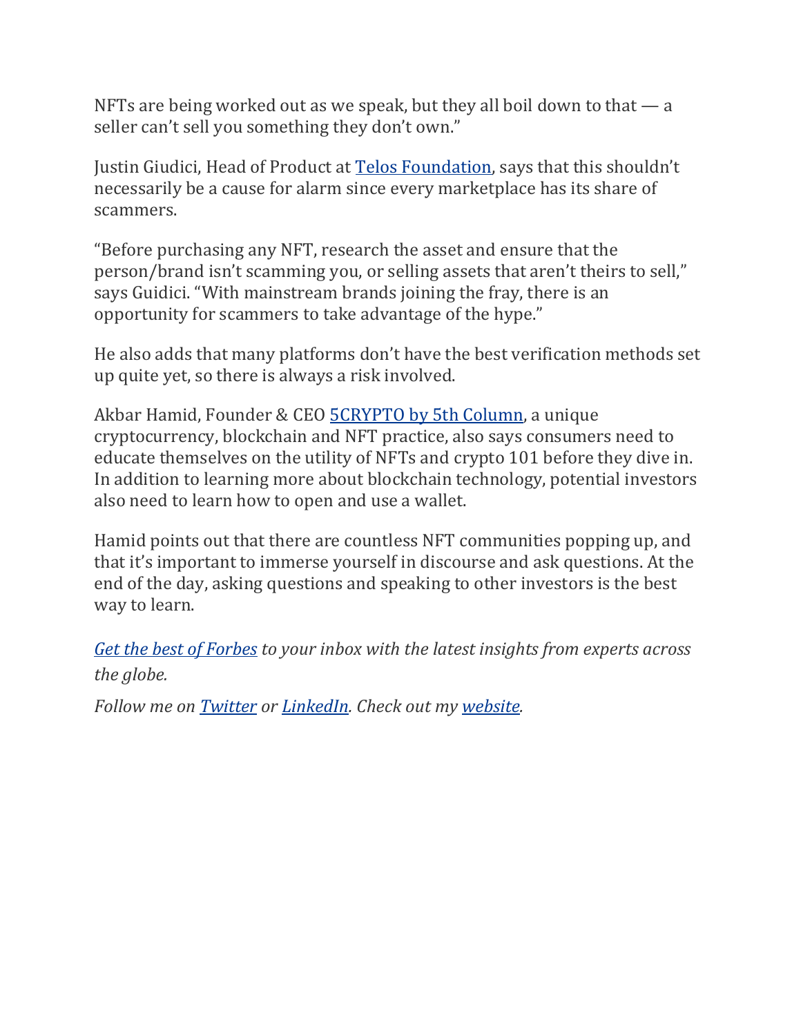NFTs are being worked out as we speak, but they all boil down to that — a seller can't sell you something they don't own."

Justin Giudici, Head of Product at [Telos Foundation](), says that this shouldn't necessarily be a cause for alarm since every marketplace has its share of scammers.

"Before purchasing any NFT, research the asset and ensure that the person/brand isn't scamming you, or selling assets that aren't theirs to sell," says Guidici. "With mainstream brands joining the fray, there is an opportunity for scammers to take advantage of the hype."

He also adds that many platforms don't have the best verification methods set up quite yet, so there is always a risk involved.

Akbar Hamid, Founder & CEO [5CRYPTO by 5th Column](), a unique cryptocurrency, blockchain and NFT practice, also says consumers need to educate themselves on the utility of NFTs and crypto 101 before they dive in. In addition to learning more about blockchain technology, potential investors also need to learn how to open and use a wallet.

Hamid points out that there are countless NFT communities popping up, and that it's important to immerse yourself in discourse and ask questions. At the end of the day, asking questions and speaking to other investors is the best way to learn.

*[Get the best of Forbes]() to your inbox with the latest insights from experts across the globe.*

*Follow me on [Twitter]() or [LinkedIn](). Check out my [website]().*